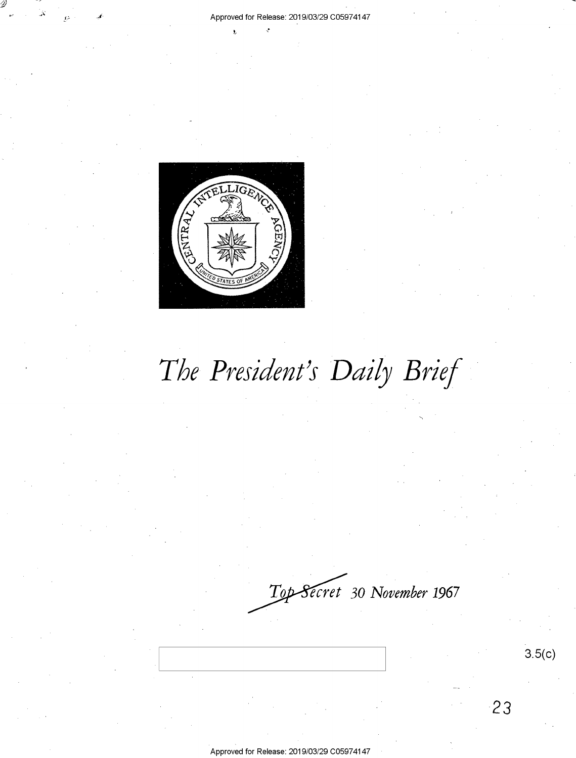Approved for Release: 2019/03/29 C05974147

# *The President's Daily Brief*

~~*Top Secret*~~ *30 November 1967*

3.5(c)

23

Approved for Release: 2019/03/29 C05974147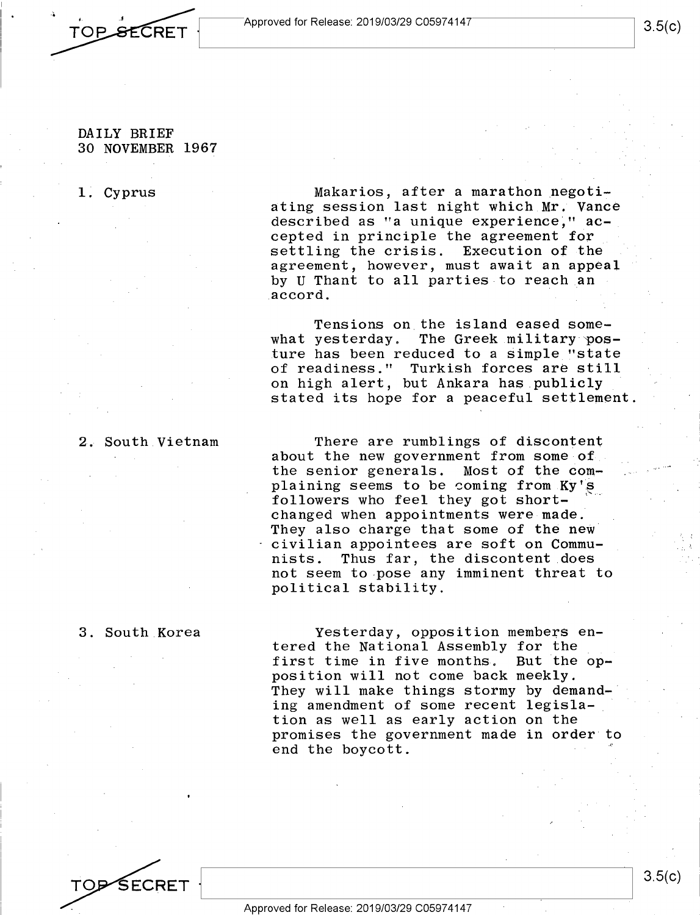DAILY BRIEF
30 NOVEMBER 1967

**1. Cyprus**

Makarios, after a marathon negotiating session last night which Mr. Vance described as "a unique experience," accepted in principle the agreement for settling the crisis. Execution of the agreement, however, must await an appeal by U Thant to all parties to reach an accord.

Tensions on the island eased somewhat yesterday. The Greek military posture has been reduced to a simple "state of readiness." Turkish forces are still on high alert, but Ankara has publicly stated its hope for a peaceful settlement.

**2. South Vietnam**

There are rumblings of discontent about the new government from some of the senior generals. Most of the complaining seems to be coming from Ky's followers who feel they got shortchanged when appointments were made. They also charge that some of the new civilian appointees are soft on Communists. Thus far, the discontent does not seem to pose any imminent threat to political stability.

**3. South Korea**

Yesterday, opposition members entered the National Assembly for the first time in five months. But the opposition will not come back meekly. They will make things stormy by demanding amendment of some recent legislation as well as early action on the promises the government made in order to end the boycott.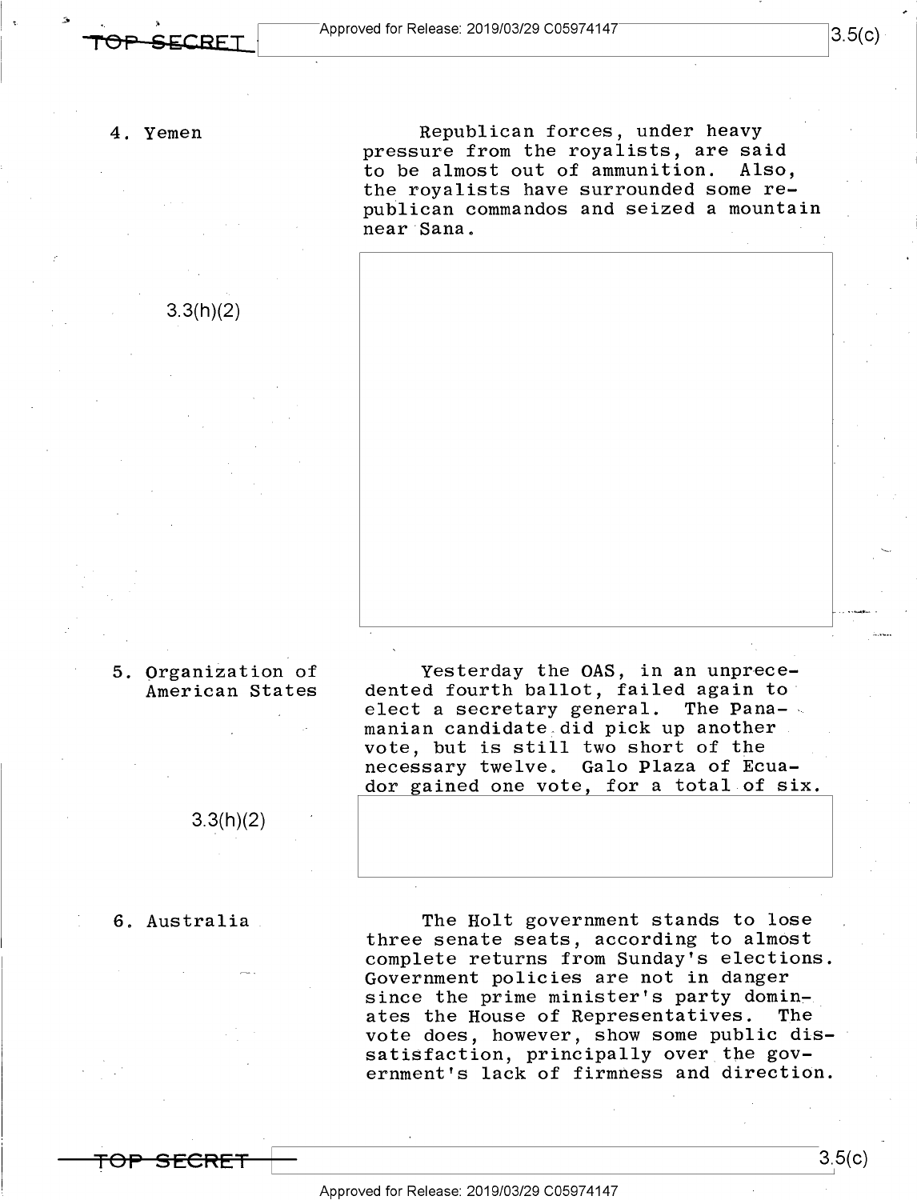4. Yemen

Republican forces, under heavy pressure from the royalists, are said to be almost out of ammunition. Also, the royalists have surrounded some republican commandos and seized a mountain near Sana.

3.3(h)(2)

5. Organization of American States

Yesterday the OAS, in an unprecedented fourth ballot, failed again to elect a secretary general. The Panamanian candidate did pick up another vote, but is still two short of the necessary twelve. Galo Plaza of Ecuador gained one vote, for a total of six.

3.3(h)(2)

6. Australia

The Holt government stands to lose three senate seats, according to almost complete returns from Sunday's elections. Government policies are not in danger since the prime minister's party dominates the House of Representatives. The vote does, however, show some public dissatisfaction, principally over the government's lack of firmness and direction.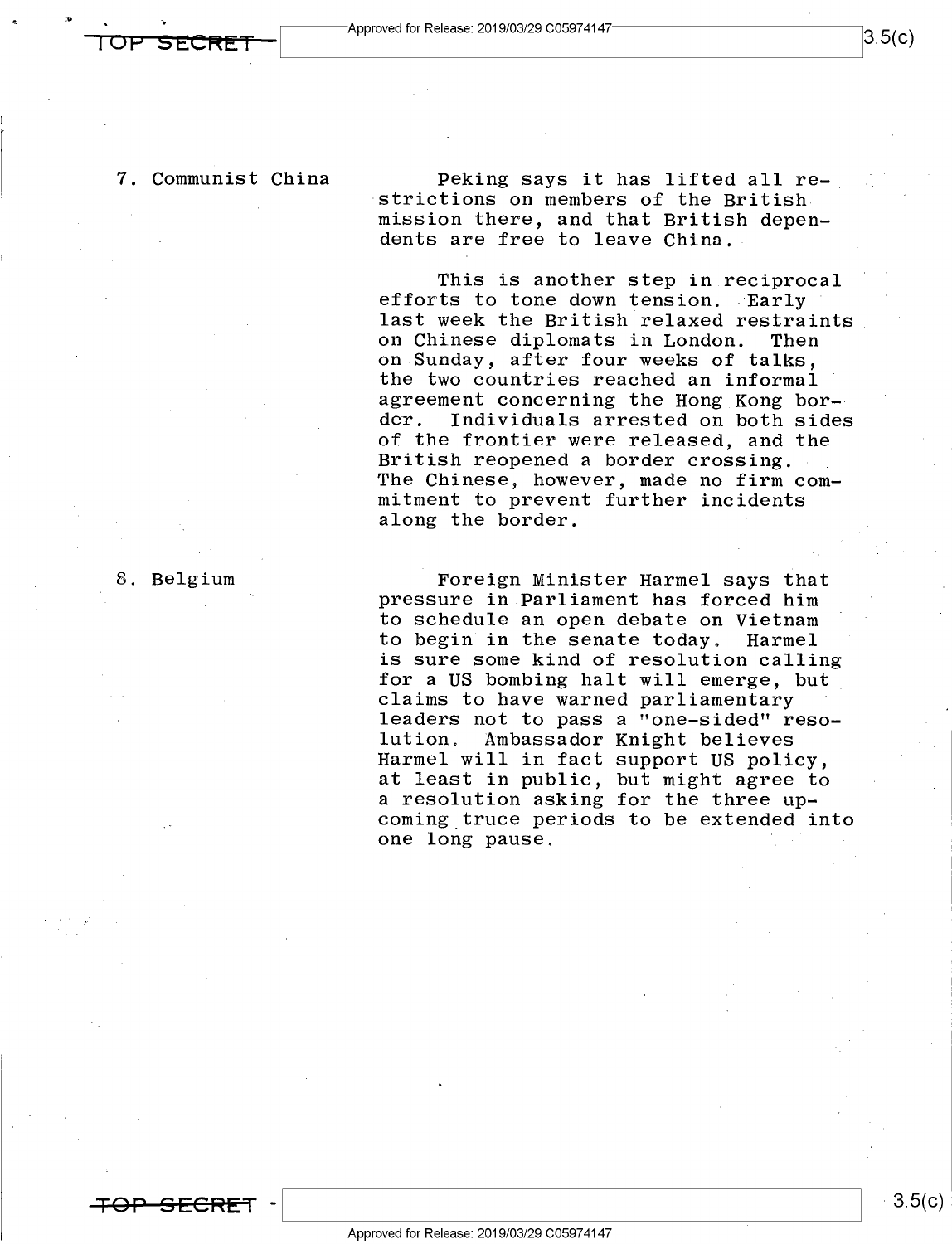7. Communist China

Peking says it has lifted all restrictions on members of the British mission there, and that British dependents are free to leave China.

This is another step in reciprocal efforts to tone down tension. Early last week the British relaxed restraints on Chinese diplomats in London. Then on Sunday, after four weeks of talks, the two countries reached an informal agreement concerning the Hong Kong border. Individuals arrested on both sides of the frontier were released, and the British reopened a border crossing. The Chinese, however, made no firm commitment to prevent further incidents along the border.

8. Belgium

Foreign Minister Harmel says that pressure in Parliament has forced him to schedule an open debate on Vietnam to begin in the senate today. Harmel is sure some kind of resolution calling for a US bombing halt will emerge, but claims to have warned parliamentary leaders not to pass a "one-sided" resolution. Ambassador Knight believes Harmel will in fact support US policy, at least in public, but might agree to a resolution asking for the three upcoming truce periods to be extended into one long pause.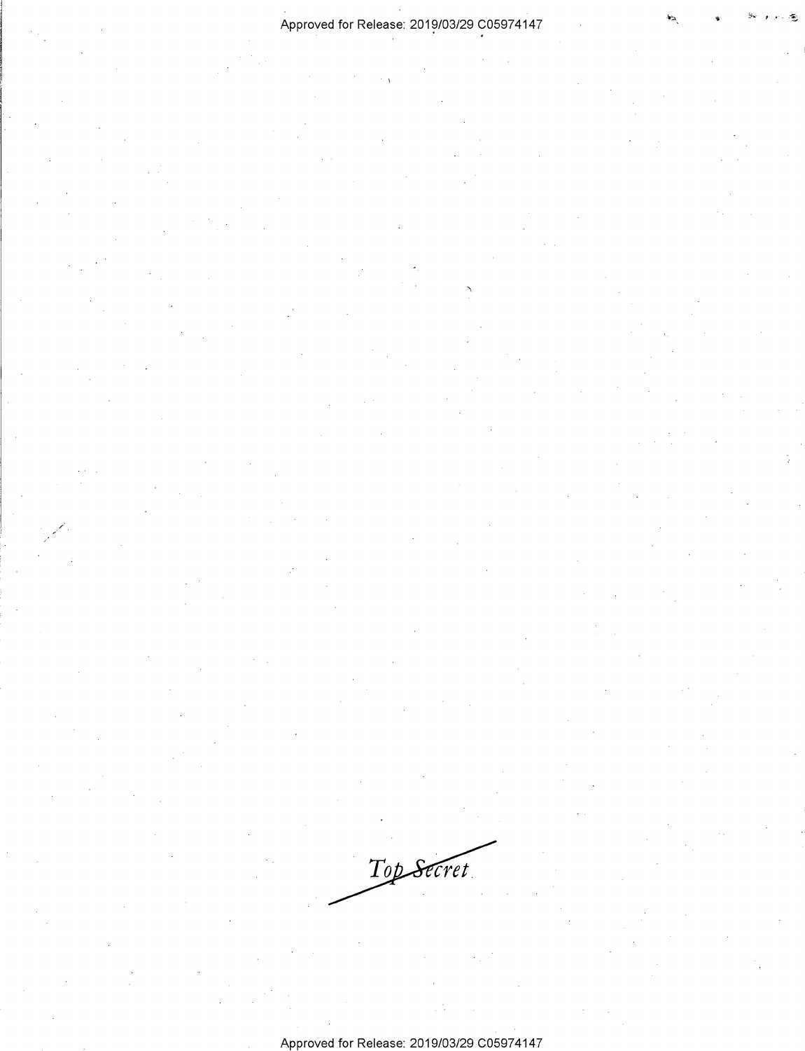*Top Secret*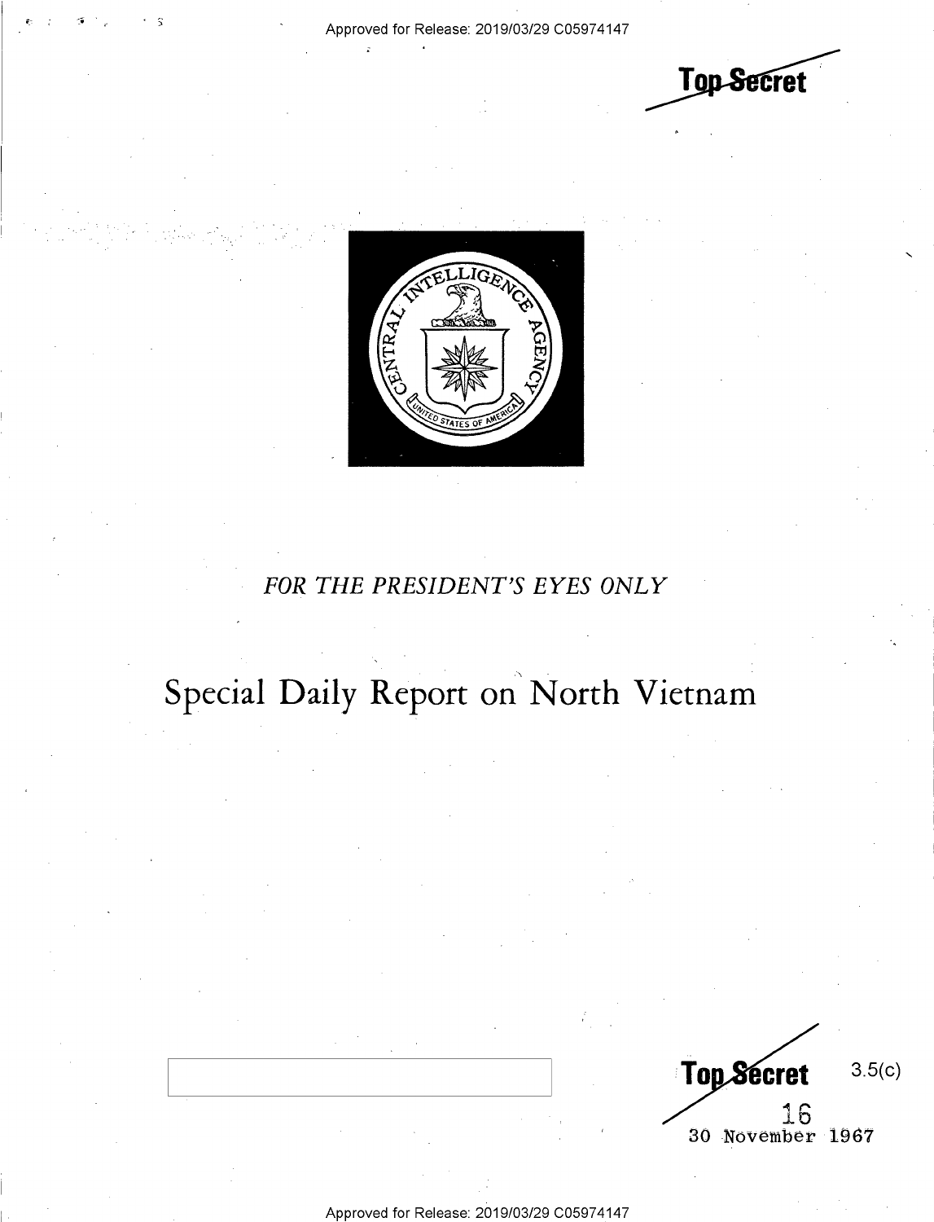Top Secret

FOR THE PRESIDENT'S EYES ONLY

# Special Daily Report on North Vietnam

Top Secret 3.5(c)

16

30 November 1967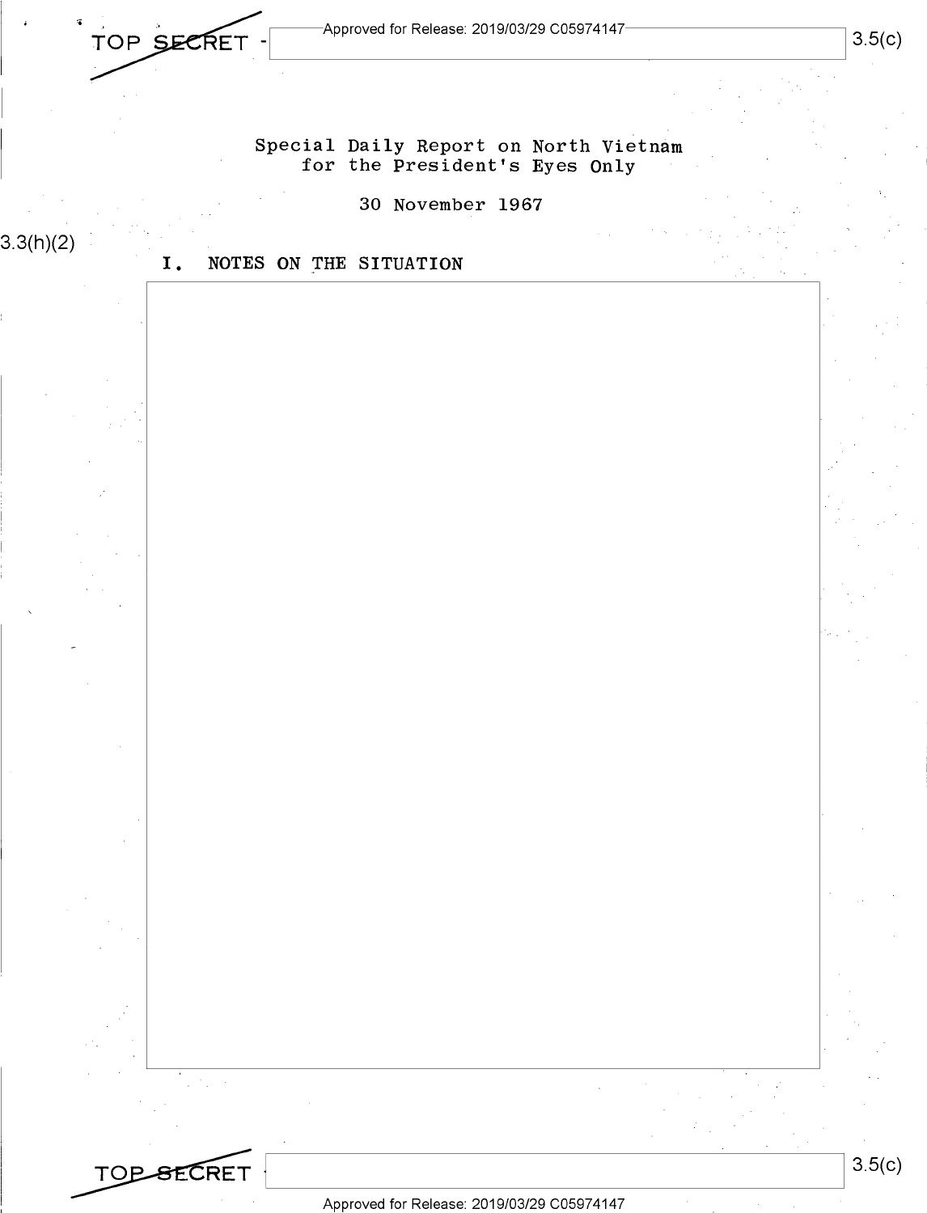TOP SECRET

Special Daily Report on North Vietnam
for the President's Eyes Only

30 November 1967

3.3(h)(2)

I. NOTES ON THE SITUATION

3.5(c)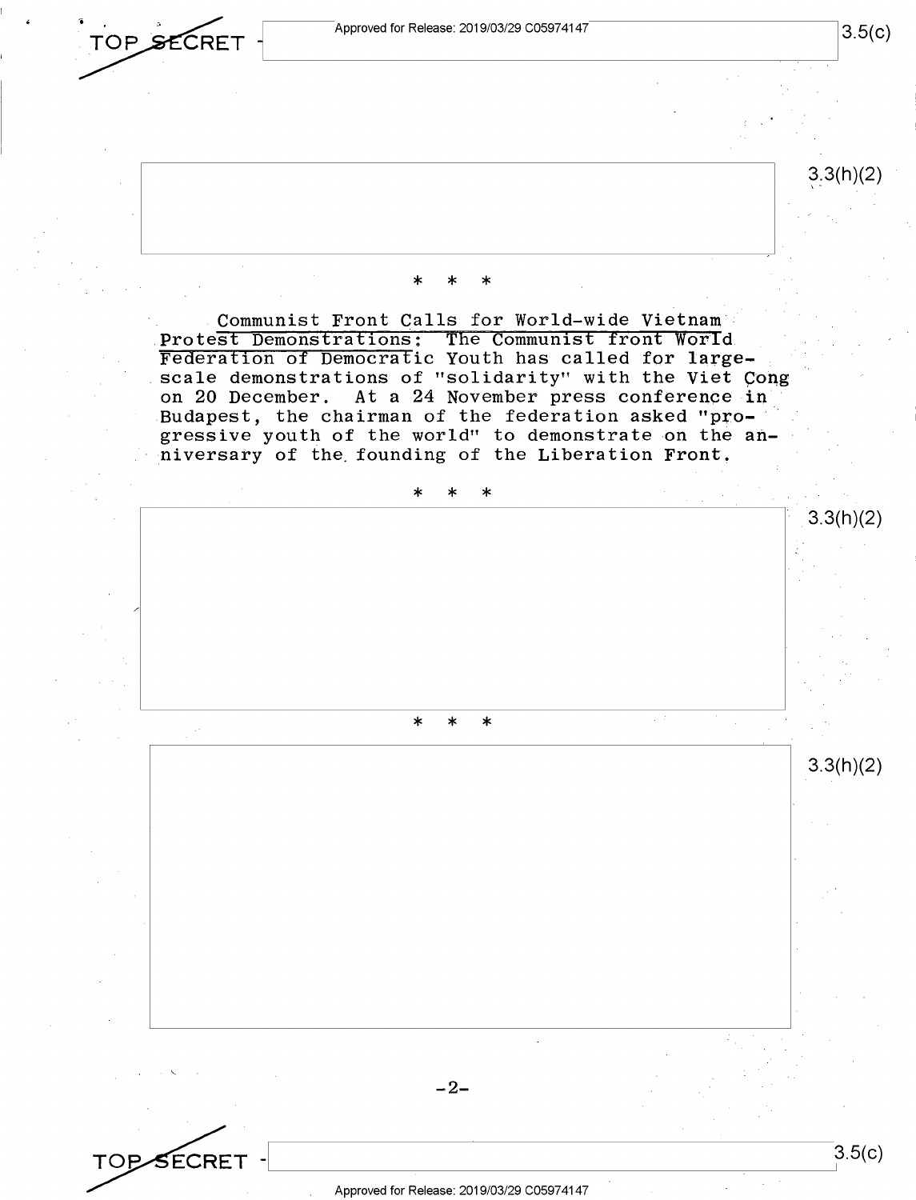3.3(h)(2)

\*   \*   \*

Communist Front Calls for World-wide Vietnam Protest Demonstrations: The Communist front World Federation of Democratic Youth has called for large-scale demonstrations of "solidarity" with the Viet Cong on 20 December. At a 24 November press conference in Budapest, the chairman of the federation asked "progressive youth of the world" to demonstrate on the anniversary of the founding of the Liberation Front.

\*   \*   \*

3.3(h)(2)

\*   \*   \*

3.3(h)(2)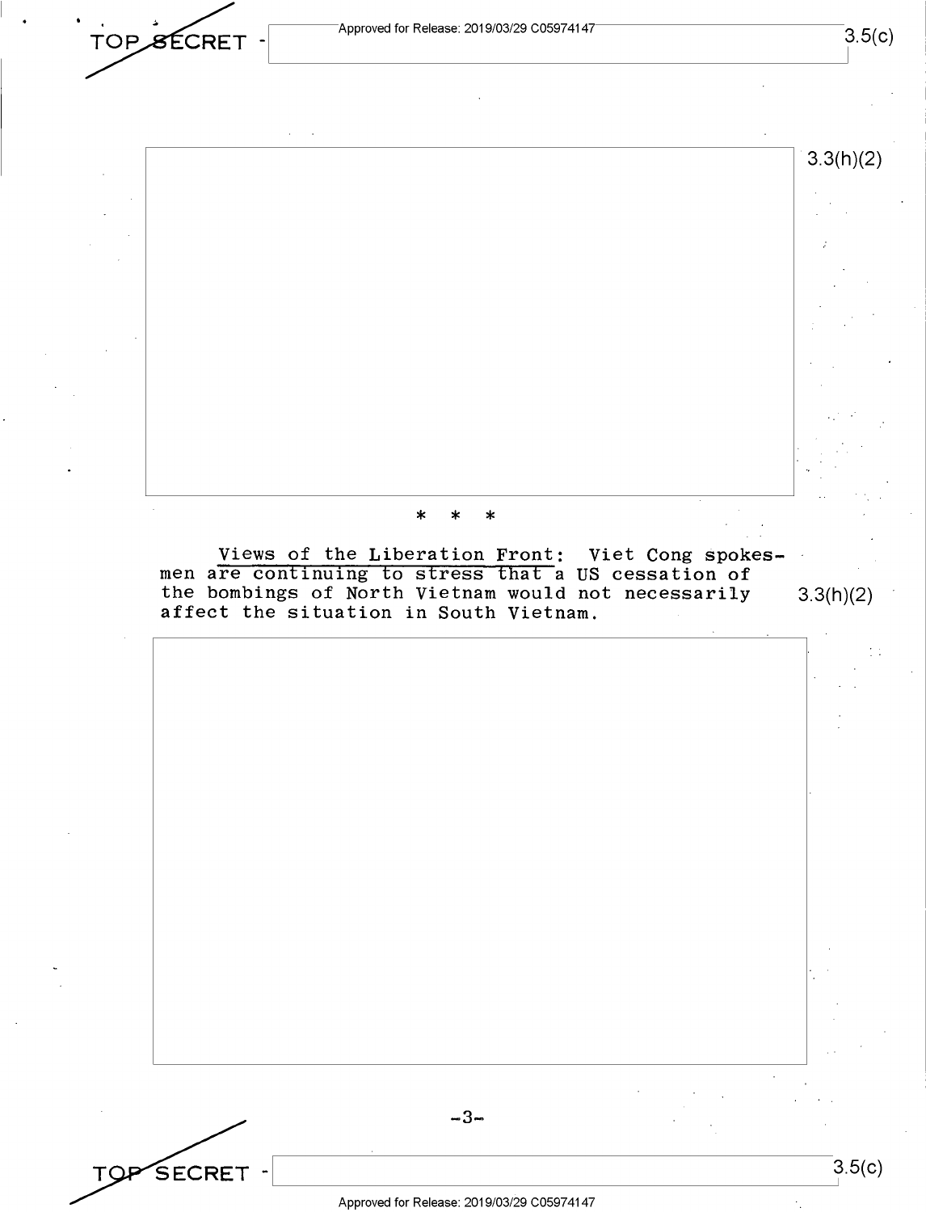\* \* \*

<u>Views of the Liberation Front</u>: Viet Cong spokesmen are continuing to stress that a US cessation of the bombings of North Vietnam would not necessarily affect the situation in South Vietnam.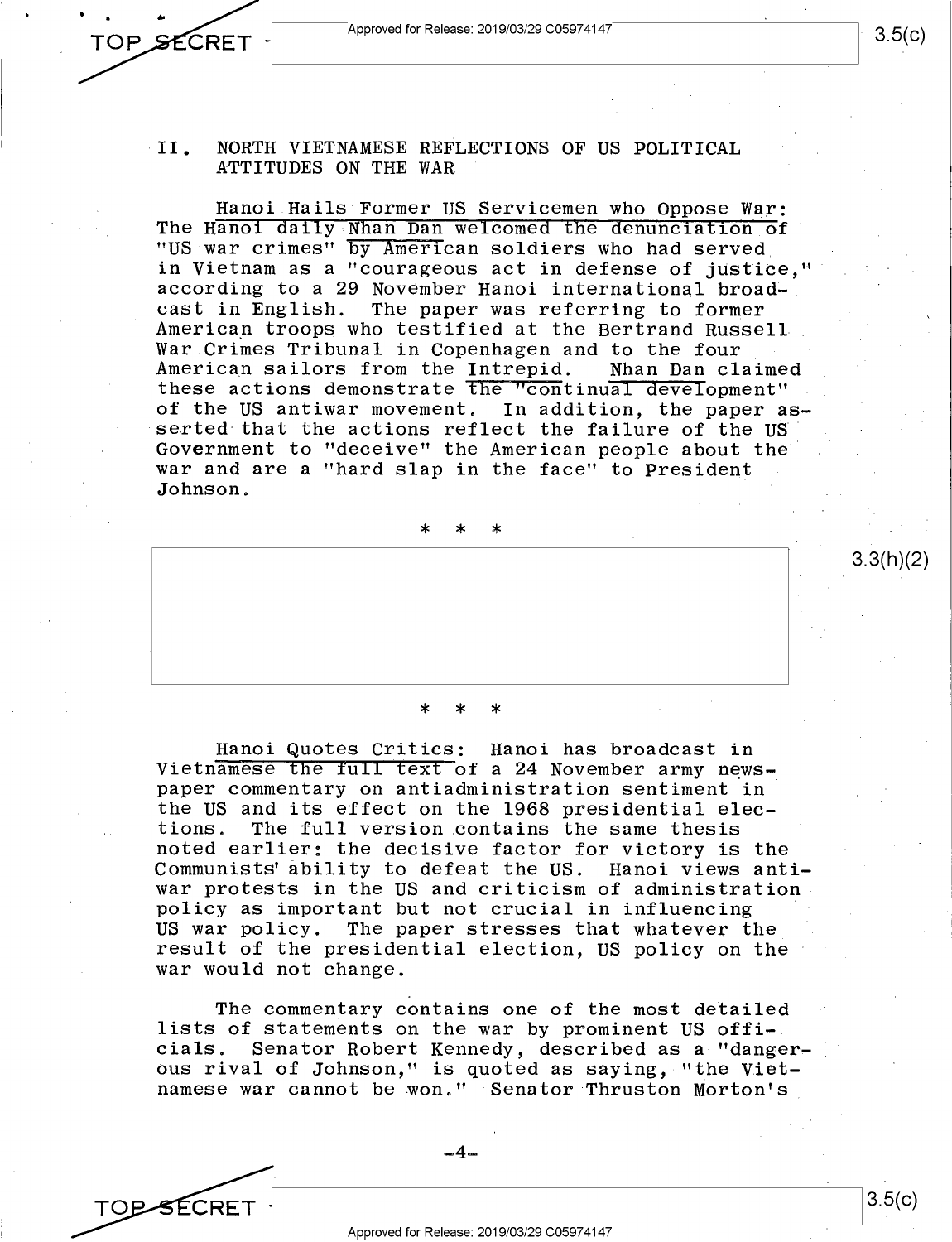## II. NORTH VIETNAMESE REFLECTIONS OF US POLITICAL ATTITUDES ON THE WAR

Hanoi Hails Former US Servicemen who Oppose War: The Hanoi daily Nhan Dan welcomed the denunciation of "US war crimes" by American soldiers who had served in Vietnam as a "courageous act in defense of justice," according to a 29 November Hanoi international broadcast in English. The paper was referring to former American troops who testified at the Bertrand Russell War Crimes Tribunal in Copenhagen and to the four American sailors from the *Intrepid*. Nhan Dan claimed these actions demonstrate the "continual development" of the US antiwar movement. In addition, the paper asserted that the actions reflect the failure of the US Government to "deceive" the American people about the war and are a "hard slap in the face" to President Johnson.

\* \* \*

3.3(h)(2)

\* \* \*

Hanoi Quotes Critics: Hanoi has broadcast in Vietnamese the full text of a 24 November army newspaper commentary on antiadministration sentiment in the US and its effect on the 1968 presidential elections. The full version contains the same thesis noted earlier: the decisive factor for victory is the Communists' ability to defeat the US. Hanoi views antiwar protests in the US and criticism of administration policy as important but not crucial in influencing US war policy. The paper stresses that whatever the result of the presidential election, US policy on the war would not change.

The commentary contains one of the most detailed lists of statements on the war by prominent US officials. Senator Robert Kennedy, described as a "dangerous rival of Johnson," is quoted as saying, "the Vietnamese war cannot be won." Senator Thruston Morton's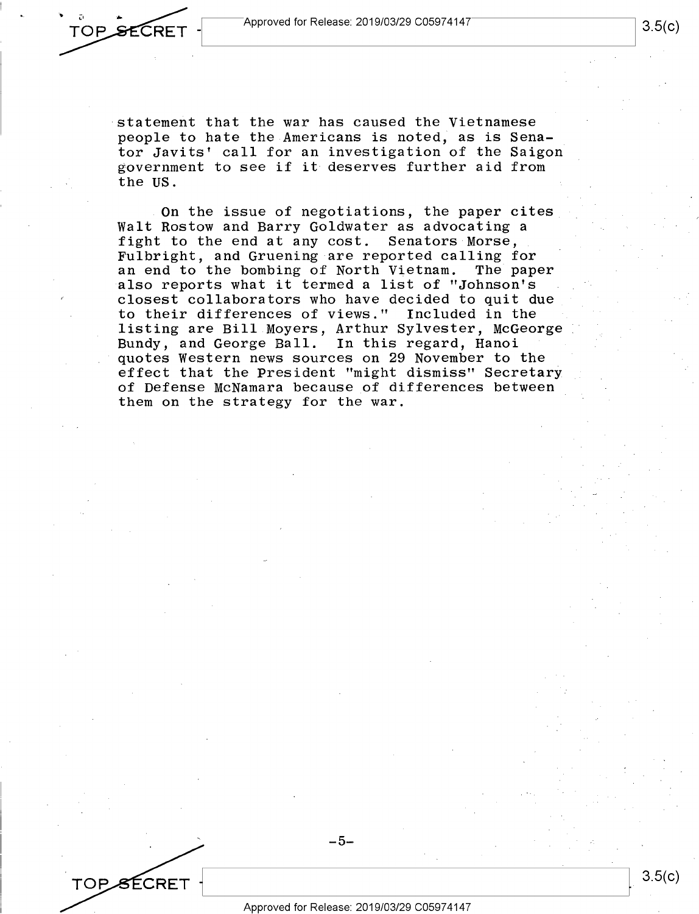statement that the war has caused the Vietnamese people to hate the Americans is noted, as is Senator Javits' call for an investigation of the Saigon government to see if it deserves further aid from the US.

On the issue of negotiations, the paper cites Walt Rostow and Barry Goldwater as advocating a fight to the end at any cost. Senators Morse, Fulbright, and Gruening are reported calling for an end to the bombing of North Vietnam. The paper also reports what it termed a list of "Johnson's closest collaborators who have decided to quit due to their differences of views." Included in the listing are Bill Moyers, Arthur Sylvester, McGeorge Bundy, and George Ball. In this regard, Hanoi quotes Western news sources on 29 November to the effect that the President "might dismiss" Secretary of Defense McNamara because of differences between them on the strategy for the war.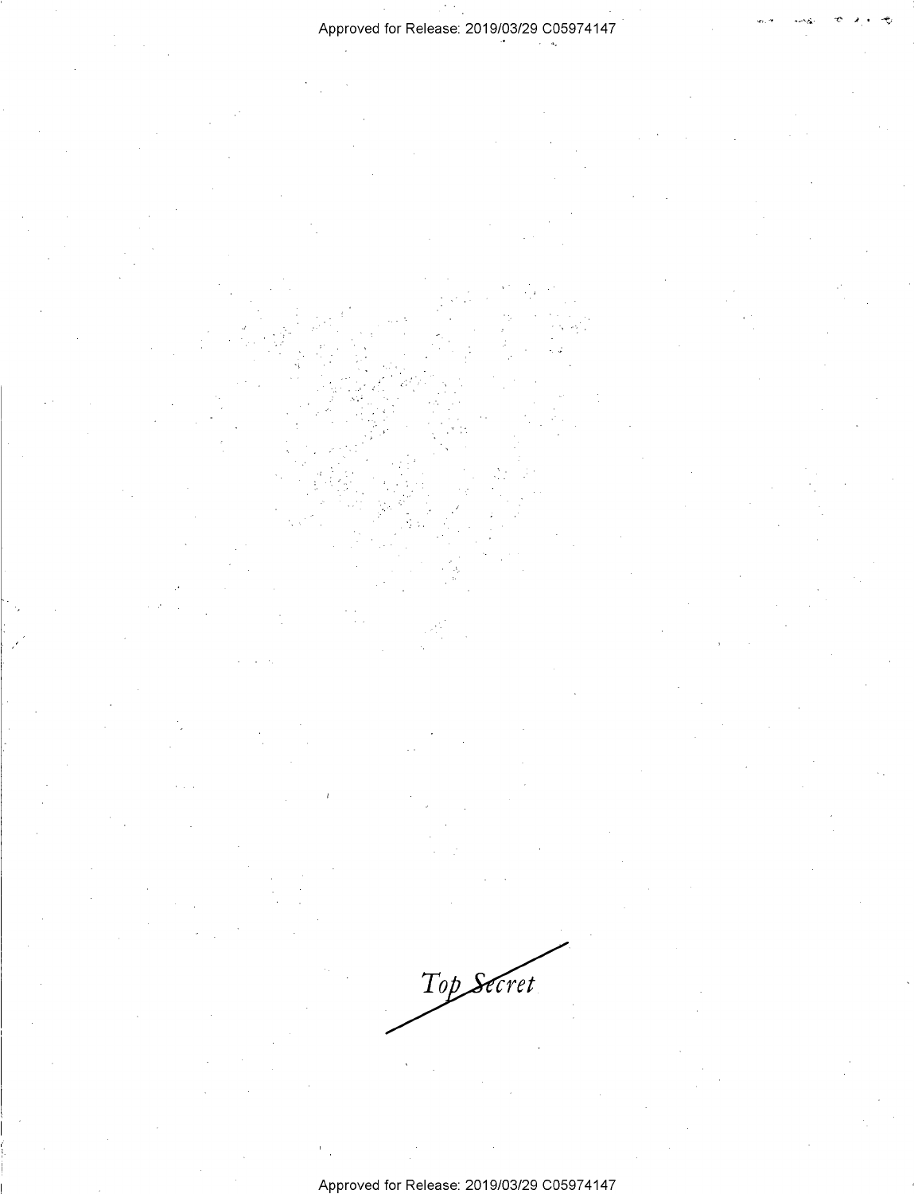Top Secret